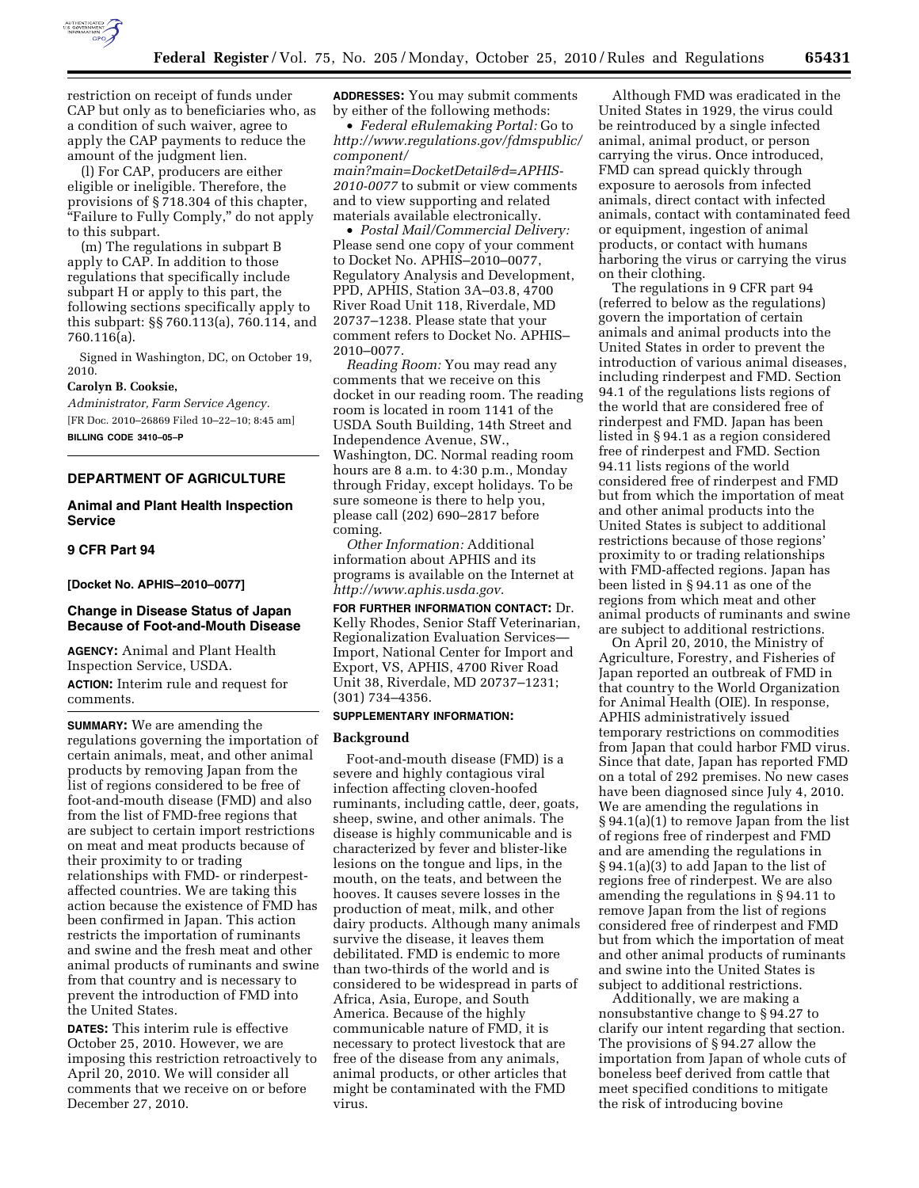restriction on receipt of funds under CAP but only as to beneficiaries who, as a condition of such waiver, agree to apply the CAP payments to reduce the amount of the judgment lien.

(l) For CAP, producers are either eligible or ineligible. Therefore, the provisions of § 718.304 of this chapter, "Failure to Fully Comply," do not apply to this subpart.

(m) The regulations in subpart B apply to CAP. In addition to those regulations that specifically include subpart H or apply to this part, the following sections specifically apply to this subpart: §§ 760.113(a), 760.114, and 760.116(a).

Signed in Washington, DC, on October 19, 2010.

**Carolyn B. Cooksie,**

*Administrator, Farm Service Agency.*

[FR Doc. 2010–26869 Filed 10–22–10; 8:45 am]

**BILLING CODE 3410–05–P**

## DEPARTMENT OF AGRICULTURE

### Animal and Plant Health Inspection Service

### 9 CFR Part 94

**[Docket No. APHIS–2010–0077]**

### Change in Disease Status of Japan Because of Foot-and-Mouth Disease

**AGENCY:** Animal and Plant Health Inspection Service, USDA.

**ACTION:** Interim rule and request for comments.

**SUMMARY:** We are amending the regulations governing the importation of certain animals, meat, and other animal products by removing Japan from the list of regions considered to be free of foot-and-mouth disease (FMD) and also from the list of FMD-free regions that are subject to certain import restrictions on meat and meat products because of their proximity to or trading relationships with FMD- or rinderpest-affected countries. We are taking this action because the existence of FMD has been confirmed in Japan. This action restricts the importation of ruminants and swine and the fresh meat and other animal products of ruminants and swine from that country and is necessary to prevent the introduction of FMD into the United States.

**DATES:** This interim rule is effective October 25, 2010. However, we are imposing this restriction retroactively to April 20, 2010. We will consider all comments that we receive on or before December 27, 2010.

**ADDRESSES:** You may submit comments by either of the following methods:

- *Federal eRulemaking Portal:* Go to *http://www.regulations.gov/fdmspublic/component/main?main=DocketDetail&d=APHIS-2010-0077* to submit or view comments and to view supporting and related materials available electronically.
- *Postal Mail/Commercial Delivery:* Please send one copy of your comment to Docket No. APHIS–2010–0077, Regulatory Analysis and Development, PPD, APHIS, Station 3A–03.8, 4700 River Road Unit 118, Riverdale, MD 20737–1238. Please state that your comment refers to Docket No. APHIS–2010–0077.

*Reading Room:* You may read any comments that we receive on this docket in our reading room. The reading room is located in room 1141 of the USDA South Building, 14th Street and Independence Avenue, SW., Washington, DC. Normal reading room hours are 8 a.m. to 4:30 p.m., Monday through Friday, except holidays. To be sure someone is there to help you, please call (202) 690–2817 before coming.

*Other Information:* Additional information about APHIS and its programs is available on the Internet at *http://www.aphis.usda.gov*.

**FOR FURTHER INFORMATION CONTACT:** Dr. Kelly Rhodes, Senior Staff Veterinarian, Regionalization Evaluation Services—Import, National Center for Import and Export, VS, APHIS, 4700 River Road Unit 38, Riverdale, MD 20737–1231; (301) 734–4356.

**SUPPLEMENTARY INFORMATION:**

### Background

Foot-and-mouth disease (FMD) is a severe and highly contagious viral infection affecting cloven-hoofed ruminants, including cattle, deer, goats, sheep, swine, and other animals. The disease is highly communicable and is characterized by fever and blister-like lesions on the tongue and lips, in the mouth, on the teats, and between the hooves. It causes severe losses in the production of meat, milk, and other dairy products. Although many animals survive the disease, it leaves them debilitated. FMD is endemic to more than two-thirds of the world and is considered to be widespread in parts of Africa, Asia, Europe, and South America. Because of the highly communicable nature of FMD, it is necessary to protect livestock that are free of the disease from any animals, animal products, or other articles that might be contaminated with the FMD virus.

Although FMD was eradicated in the United States in 1929, the virus could be reintroduced by a single infected animal, animal product, or person carrying the virus. Once introduced, FMD can spread quickly through exposure to aerosols from infected animals, direct contact with infected animals, contact with contaminated feed or equipment, ingestion of animal products, or contact with humans harboring the virus or carrying the virus on their clothing.

The regulations in 9 CFR part 94 (referred to below as the regulations) govern the importation of certain animals and animal products into the United States in order to prevent the introduction of various animal diseases, including rinderpest and FMD. Section 94.1 of the regulations lists regions of the world that are considered free of rinderpest and FMD. Japan has been listed in § 94.1 as a region considered free of rinderpest and FMD. Section 94.11 lists regions of the world considered free of rinderpest and FMD but from which the importation of meat and other animal products into the United States is subject to additional restrictions because of those regions' proximity to or trading relationships with FMD-affected regions. Japan has been listed in § 94.11 as one of the regions from which meat and other animal products of ruminants and swine are subject to additional restrictions.

On April 20, 2010, the Ministry of Agriculture, Forestry, and Fisheries of Japan reported an outbreak of FMD in that country to the World Organization for Animal Health (OIE). In response, APHIS administratively issued temporary restrictions on commodities from Japan that could harbor FMD virus. Since that date, Japan has reported FMD on a total of 292 premises. No new cases have been diagnosed since July 4, 2010. We are amending the regulations in § 94.1(a)(1) to remove Japan from the list of regions free of rinderpest and FMD and are amending the regulations in § 94.1(a)(3) to add Japan to the list of regions free of rinderpest. We are also amending the regulations in § 94.11 to remove Japan from the list of regions considered free of rinderpest and FMD but from which the importation of meat and other animal products of ruminants and swine into the United States is subject to additional restrictions.

Additionally, we are making a nonsubstantive change to § 94.27 to clarify our intent regarding that section. The provisions of § 94.27 allow the importation from Japan of whole cuts of boneless beef derived from cattle that meet specified conditions to mitigate the risk of introducing bovine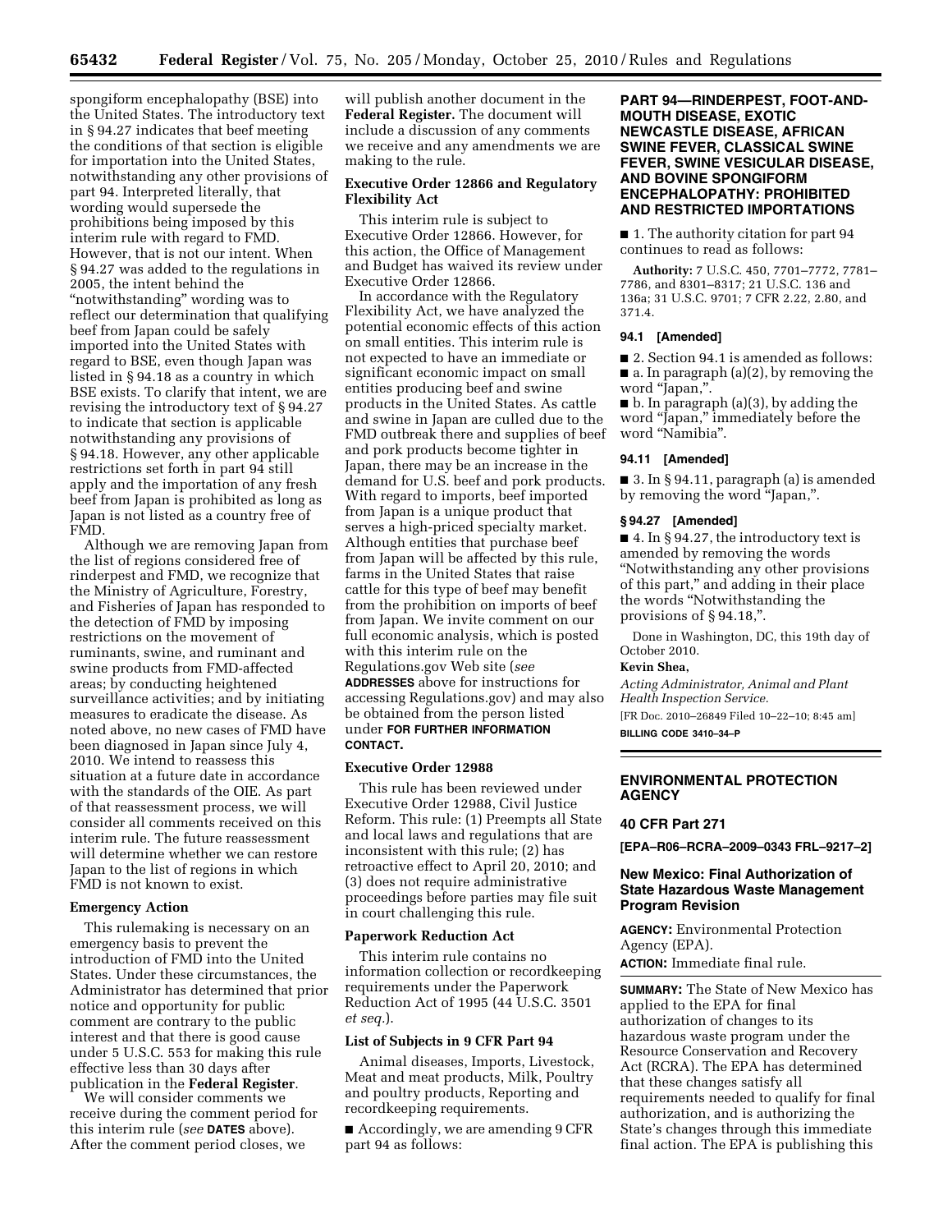spongiform encephalopathy (BSE) into the United States. The introductory text in § 94.27 indicates that beef meeting the conditions of that section is eligible for importation into the United States, notwithstanding any other provisions of part 94. Interpreted literally, that wording would supersede the prohibitions being imposed by this interim rule with regard to FMD. However, that is not our intent. When § 94.27 was added to the regulations in 2005, the intent behind the "notwithstanding" wording was to reflect our determination that qualifying beef from Japan could be safely imported into the United States with regard to BSE, even though Japan was listed in § 94.18 as a country in which BSE exists. To clarify that intent, we are revising the introductory text of § 94.27 to indicate that section is applicable notwithstanding any provisions of § 94.18. However, any other applicable restrictions set forth in part 94 still apply and the importation of any fresh beef from Japan is prohibited as long as Japan is not listed as a country free of FMD.

Although we are removing Japan from the list of regions considered free of rinderpest and FMD, we recognize that the Ministry of Agriculture, Forestry, and Fisheries of Japan has responded to the detection of FMD by imposing restrictions on the movement of ruminants, swine, and ruminant and swine products from FMD-affected areas; by conducting heightened surveillance activities; and by initiating measures to eradicate the disease. As noted above, no new cases of FMD have been diagnosed in Japan since July 4, 2010. We intend to reassess this situation at a future date in accordance with the standards of the OIE. As part of that reassessment process, we will consider all comments received on this interim rule. The future reassessment will determine whether we can restore Japan to the list of regions in which FMD is not known to exist.

### Emergency Action

This rulemaking is necessary on an emergency basis to prevent the introduction of FMD into the United States. Under these circumstances, the Administrator has determined that prior notice and opportunity for public comment are contrary to the public interest and that there is good cause under 5 U.S.C. 553 for making this rule effective less than 30 days after publication in the **Federal Register**.

We will consider comments we receive during the comment period for this interim rule (*see* **DATES** above). After the comment period closes, we will publish another document in the **Federal Register.** The document will include a discussion of any comments we receive and any amendments we are making to the rule.

### Executive Order 12866 and Regulatory Flexibility Act

This interim rule is subject to Executive Order 12866. However, for this action, the Office of Management and Budget has waived its review under Executive Order 12866.

In accordance with the Regulatory Flexibility Act, we have analyzed the potential economic effects of this action on small entities. This interim rule is not expected to have an immediate or significant economic impact on small entities producing beef and swine products in the United States. As cattle and swine in Japan are culled due to the FMD outbreak there and supplies of beef and pork products become tighter in Japan, there may be an increase in the demand for U.S. beef and pork products. With regard to imports, beef imported from Japan is a unique product that serves a high-priced specialty market. Although entities that purchase beef from Japan will be affected by this rule, farms in the United States that raise cattle for this type of beef may benefit from the prohibition on imports of beef from Japan. We invite comment on our full economic analysis, which is posted with this interim rule on the Regulations.gov Web site (*see* **ADDRESSES** above for instructions for accessing Regulations.gov) and may also be obtained from the person listed under **FOR FURTHER INFORMATION CONTACT.**

### Executive Order 12988

This rule has been reviewed under Executive Order 12988, Civil Justice Reform. This rule: (1) Preempts all State and local laws and regulations that are inconsistent with this rule; (2) has retroactive effect to April 20, 2010; and (3) does not require administrative proceedings before parties may file suit in court challenging this rule.

### Paperwork Reduction Act

This interim rule contains no information collection or recordkeeping requirements under the Paperwork Reduction Act of 1995 (44 U.S.C. 3501 *et seq.*).

### List of Subjects in 9 CFR Part 94

Animal diseases, Imports, Livestock, Meat and meat products, Milk, Poultry and poultry products, Reporting and recordkeeping requirements.

■ Accordingly, we are amending 9 CFR part 94 as follows:

## PART 94—RINDERPEST, FOOT-AND-MOUTH DISEASE, EXOTIC NEWCASTLE DISEASE, AFRICAN SWINE FEVER, CLASSICAL SWINE FEVER, SWINE VESICULAR DISEASE, AND BOVINE SPONGIFORM ENCEPHALOPATHY: PROHIBITED AND RESTRICTED IMPORTATIONS

■ 1. The authority citation for part 94 continues to read as follows:

**Authority:** 7 U.S.C. 450, 7701–7772, 7781–7786, and 8301–8317; 21 U.S.C. 136 and 136a; 31 U.S.C. 9701; 7 CFR 2.22, 2.80, and 371.4.

### 94.1 [Amended]

■ 2. Section 94.1 is amended as follows:

■ a. In paragraph (a)(2), by removing the word "Japan,".

■ b. In paragraph (a)(3), by adding the word "Japan," immediately before the word "Namibia".

### 94.11 [Amended]

■ 3. In § 94.11, paragraph (a) is amended by removing the word "Japan,".

### § 94.27 [Amended]

■ 4. In § 94.27, the introductory text is amended by removing the words "Notwithstanding any other provisions of this part," and adding in their place the words "Notwithstanding the provisions of § 94.18,".

Done in Washington, DC, this 19th day of October 2010.

**Kevin Shea,**

*Acting Administrator, Animal and Plant Health Inspection Service.*

[FR Doc. 2010–26849 Filed 10–22–10; 8:45 am]

**BILLING CODE 3410–34–P**

## ENVIRONMENTAL PROTECTION AGENCY

### 40 CFR Part 271

**[EPA–R06–RCRA–2009–0343 FRL–9217–2]**

### New Mexico: Final Authorization of State Hazardous Waste Management Program Revision

**AGENCY:** Environmental Protection Agency (EPA).

**ACTION:** Immediate final rule.

**SUMMARY:** The State of New Mexico has applied to the EPA for final authorization of changes to its hazardous waste program under the Resource Conservation and Recovery Act (RCRA). The EPA has determined that these changes satisfy all requirements needed to qualify for final authorization, and is authorizing the State's changes through this immediate final action. The EPA is publishing this